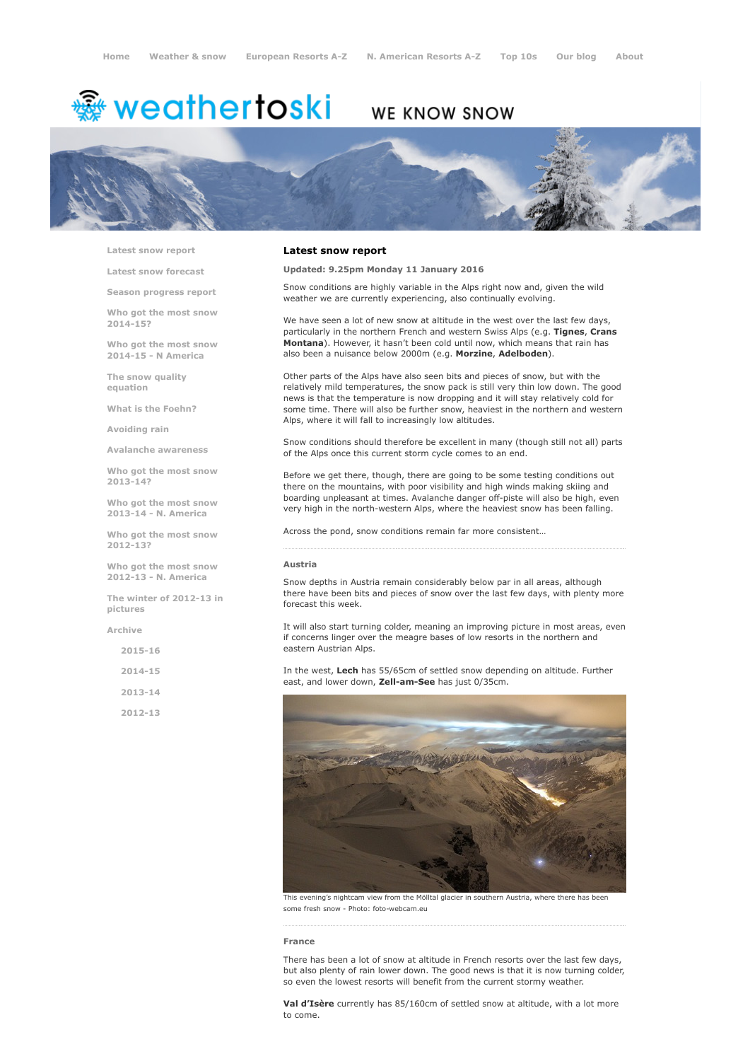Home | Weather & snow | European Resorts A-Z | N. American Resorts A-Z | Top 10s | Our blog | About

weathertoski WE KNOW SNOW

- Latest snow report
- Latest snow forecast
- Season progress report
- Who got the most snow 2014-15?
- Who got the most snow 2014-15 - N America
- The snow quality equation
- What is the Foehn?
- Avoiding rain
- Avalanche awareness
- Who got the most snow 2013-14?
- Who got the most snow 2013-14 - N. America
- Who got the most snow 2012-13?
- Who got the most snow 2012-13 - N. America
- The winter of 2012-13 in pictures
- Archive
  - 2015-16
  - 2014-15
  - 2013-14
  - 2012-13

# Latest snow report

**Updated: 9.25pm Monday 11 January 2016**

Snow conditions are highly variable in the Alps right now and, given the wild weather we are currently experiencing, also continually evolving.

We have seen a lot of new snow at altitude in the west over the last few days, particularly in the northern French and western Swiss Alps (e.g. **Tignes**, **Crans Montana**). However, it hasn't been cold until now, which means that rain has also been a nuisance below 2000m (e.g. **Morzine**, **Adelboden**).

Other parts of the Alps have also seen bits and pieces of snow, but with the relatively mild temperatures, the snow pack is still very thin low down. The good news is that the temperature is now dropping and it will stay relatively cold for some time. There will also be further snow, heaviest in the northern and western Alps, where it will fall to increasingly low altitudes.

Snow conditions should therefore be excellent in many (though still not all) parts of the Alps once this current storm cycle comes to an end.

Before we get there, though, there are going to be some testing conditions out there on the mountains, with poor visibility and high winds making skiing and boarding unpleasant at times. Avalanche danger off-piste will also be high, even very high in the north-western Alps, where the heaviest snow has been falling.

Across the pond, snow conditions remain far more consistent…

## Austria

Snow depths in Austria remain considerably below par in all areas, although there have been bits and pieces of snow over the last few days, with plenty more forecast this week.

It will also start turning colder, meaning an improving picture in most areas, even if concerns linger over the meagre bases of low resorts in the northern and eastern Austrian Alps.

In the west, **Lech** has 55/65cm of settled snow depending on altitude. Further east, and lower down, **Zell-am-See** has just 0/35cm.

This evening's nightcam view from the Mölltal glacier in southern Austria, where there has been some fresh snow - Photo: foto-webcam.eu

## France

There has been a lot of snow at altitude in French resorts over the last few days, but also plenty of rain lower down. The good news is that it is now turning colder, so even the lowest resorts will benefit from the current stormy weather.

**Val d'Isère** currently has 85/160cm of settled snow at altitude, with a lot more to come.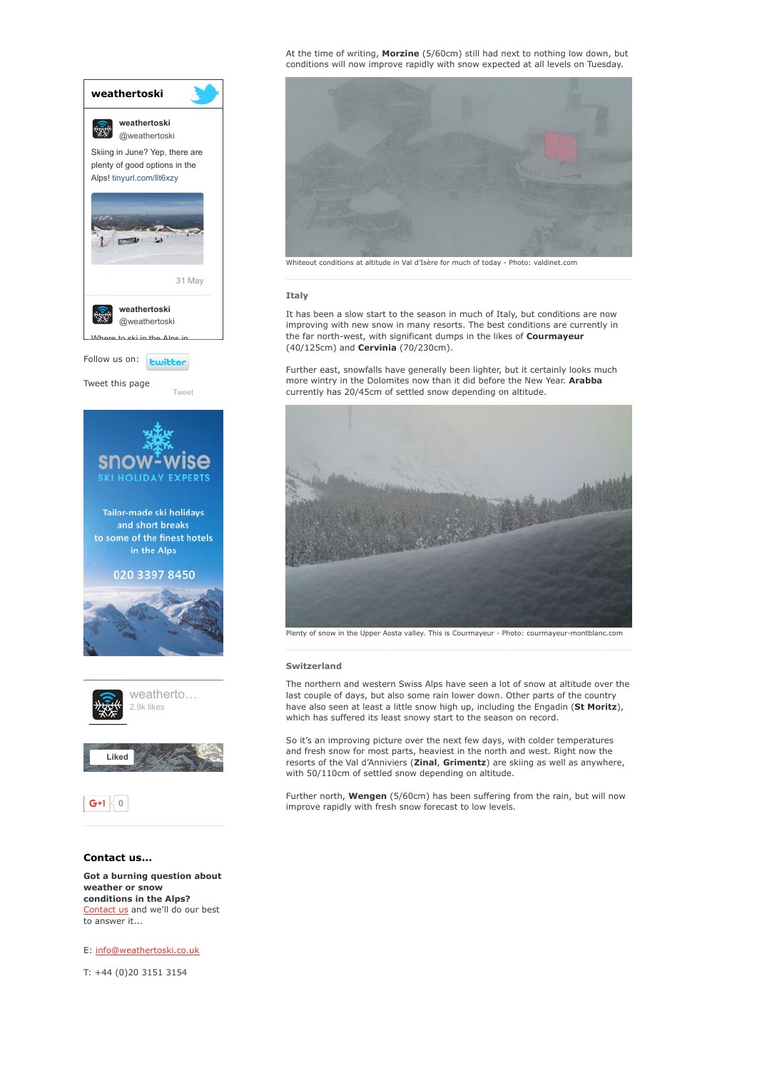At the time of writing, **Morzine** (5/60cm) still had next to nothing low down, but conditions will now improve rapidly with snow expected at all levels on Tuesday.

Whiteout conditions at altitude in Val d'Isère for much of today - Photo: valdinet.com

### Italy

It has been a slow start to the season in much of Italy, but conditions are now improving with new snow in many resorts. The best conditions are currently in the far north-west, with significant dumps in the likes of **Courmayeur** (40/125cm) and **Cervinia** (70/230cm).

Further east, snowfalls have generally been lighter, but it certainly looks much more wintry in the Dolomites now than it did before the New Year. **Arabba** currently has 20/45cm of settled snow depending on altitude.

Plenty of snow in the Upper Aosta valley. This is Courmayeur - Photo: courmayeur-montblanc.com

### Switzerland

The northern and western Swiss Alps have seen a lot of snow at altitude over the last couple of days, but also some rain lower down. Other parts of the country have also seen at least a little snow high up, including the Engadin (**St Moritz**), which has suffered its least snowy start to the season on record.

So it's an improving picture over the next few days, with colder temperatures and fresh snow for most parts, heaviest in the north and west. Right now the resorts of the Val d'Anniviers (**Zinal**, **Grimentz**) are skiing as well as anywhere, with 50/110cm of settled snow depending on altitude.

Further north, **Wengen** (5/60cm) has been suffering from the rain, but will now improve rapidly with fresh snow forecast to low levels.

**weathertoski**

weathertoski @weathertoski

Skiing in June? Yep, there are plenty of good options in the Alps! tinyurl.com/llt6xzy

31 May

weathertoski @weathertoski

Where to ski in the Alps in

Follow us on: twitter

Tweet this page

Tweet

snow-wise SKI HOLIDAY EXPERTS

Tailor-made ski holidays and short breaks to some of the finest hotels in the Alps

020 3397 8450

weatherto... 2.9k likes

Liked

G+1 0

### Contact us...

**Got a burning question about weather or snow conditions in the Alps?** Contact us and we'll do our best to answer it...

E: info@weathertoski.co.uk

T: +44 (0)20 3151 3154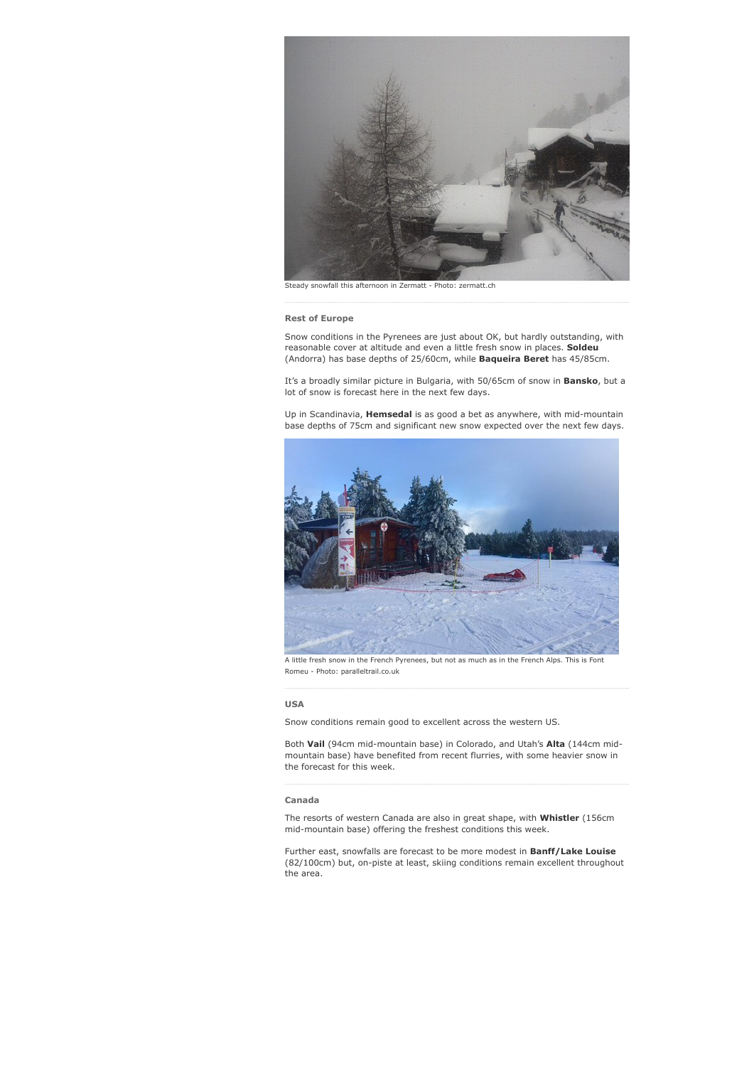Steady snowfall this afternoon in Zermatt - Photo: zermatt.ch

### Rest of Europe

Snow conditions in the Pyrenees are just about OK, but hardly outstanding, with reasonable cover at altitude and even a little fresh snow in places. **Soldeu** (Andorra) has base depths of 25/60cm, while **Baqueira Beret** has 45/85cm.

It's a broadly similar picture in Bulgaria, with 50/65cm of snow in **Bansko**, but a lot of snow is forecast here in the next few days.

Up in Scandinavia, **Hemsedal** is as good a bet as anywhere, with mid-mountain base depths of 75cm and significant new snow expected over the next few days.

A little fresh snow in the French Pyrenees, but not as much as in the French Alps. This is Font Romeu - Photo: paralleltrail.co.uk

### USA

Snow conditions remain good to excellent across the western US.

Both **Vail** (94cm mid-mountain base) in Colorado, and Utah's **Alta** (144cm mid-mountain base) have benefited from recent flurries, with some heavier snow in the forecast for this week.

### Canada

The resorts of western Canada are also in great shape, with **Whistler** (156cm mid-mountain base) offering the freshest conditions this week.

Further east, snowfalls are forecast to be more modest in **Banff/Lake Louise** (82/100cm) but, on-piste at least, skiing conditions remain excellent throughout the area.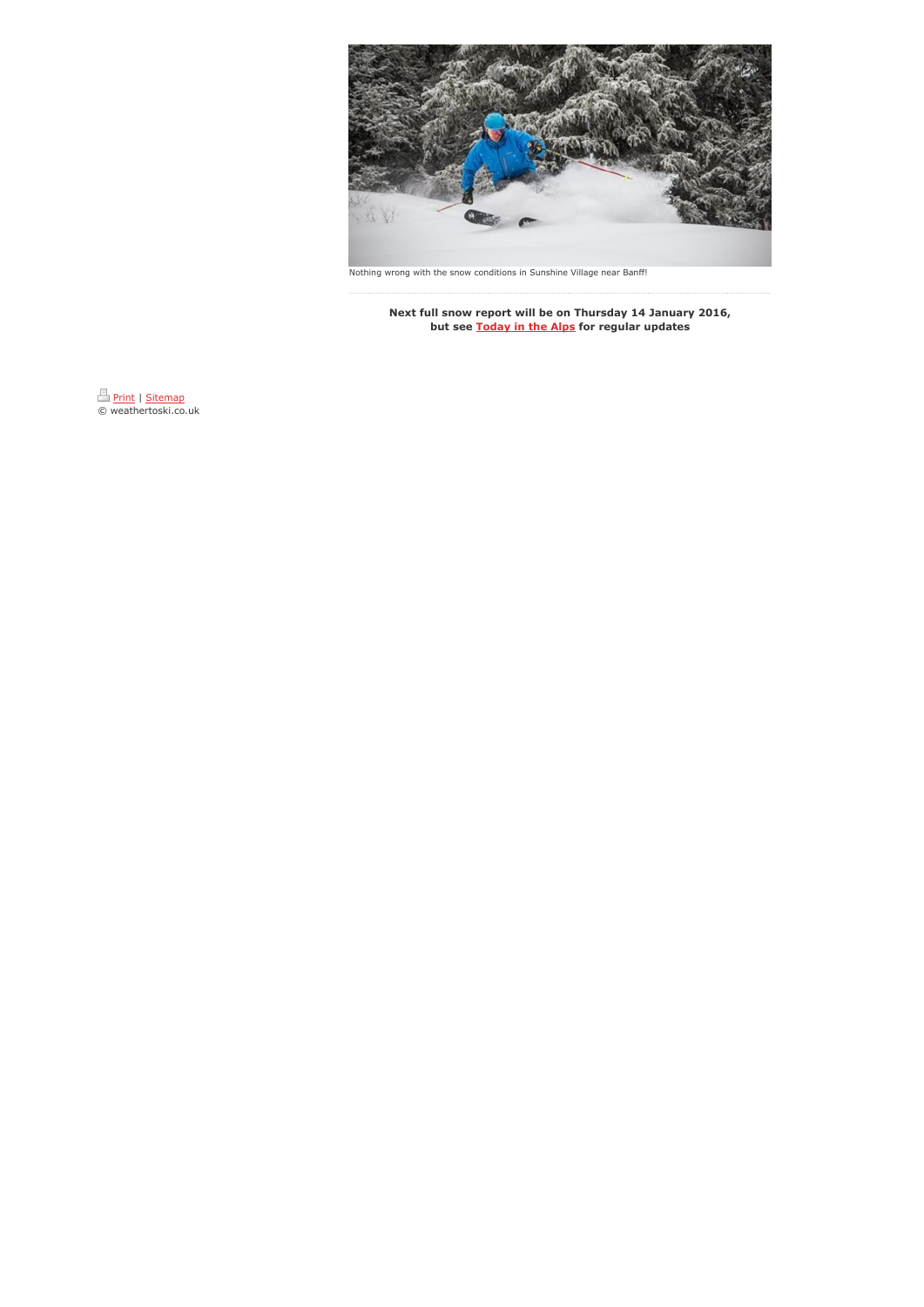Nothing wrong with the snow conditions in Sunshine Village near Banff!

---

**Next full snow report will be on Thursday 14 January 2016,**
**but see Today in the Alps for regular updates**

Print | Sitemap
© weathertoski.co.uk